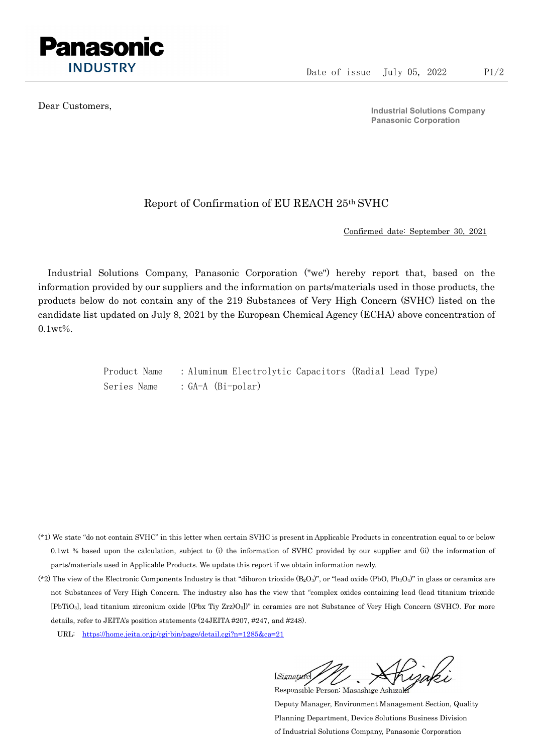Panasonic INDUSTRY

Date of issue July 05, 2022

Dear Customers,

**Industrial Solutions Company**
**Panasonic Corporation**

# Report of Confirmation of EU REACH 25th SVHC

Confirmed date: September 30, 2021

Industrial Solutions Company, Panasonic Corporation ("we") hereby report that, based on the information provided by our suppliers and the information on parts/materials used in those products, the products below do not contain any of the 219 Substances of Very High Concern (SVHC) listed on the candidate list updated on July 8, 2021 by the European Chemical Agency (ECHA) above concentration of 0.1wt%.

Product Name : Aluminum Electrolytic Capacitors (Radial Lead Type)
Series Name : GA-A (Bi-polar)

(*1) We state "do not contain SVHC" in this letter when certain SVHC is present in Applicable Products in concentration equal to or below 0.1wt % based upon the calculation, subject to (i) the information of SVHC provided by our supplier and (ii) the information of parts/materials used in Applicable Products. We update this report if we obtain information newly.

(*2) The view of the Electronic Components Industry is that "diboron trioxide ($B_2O_3$)", or "lead oxide (PbO, $Pb_3O_4$)" in glass or ceramics are not Substances of Very High Concern. The industry also has the view that "complex oxides containing lead (lead titanium trioxide [$PbTiO_3$], lead titanium zirconium oxide [(Pbx Tiy Zrz)$O_3$])" in ceramics are not Substance of Very High Concern (SVHC). For more details, refer to JEITA's position statements (24JEITA #207, #247, and #248).

URL: https://home.jeita.or.jp/cgi-bin/page/detail.cgi?n=1285&ca=21

[Signature] M. Ashizaki

Responsible Person: Masashige Ashizaki
Deputy Manager, Environment Management Section, Quality Planning Department, Device Solutions Business Division of Industrial Solutions Company, Panasonic Corporation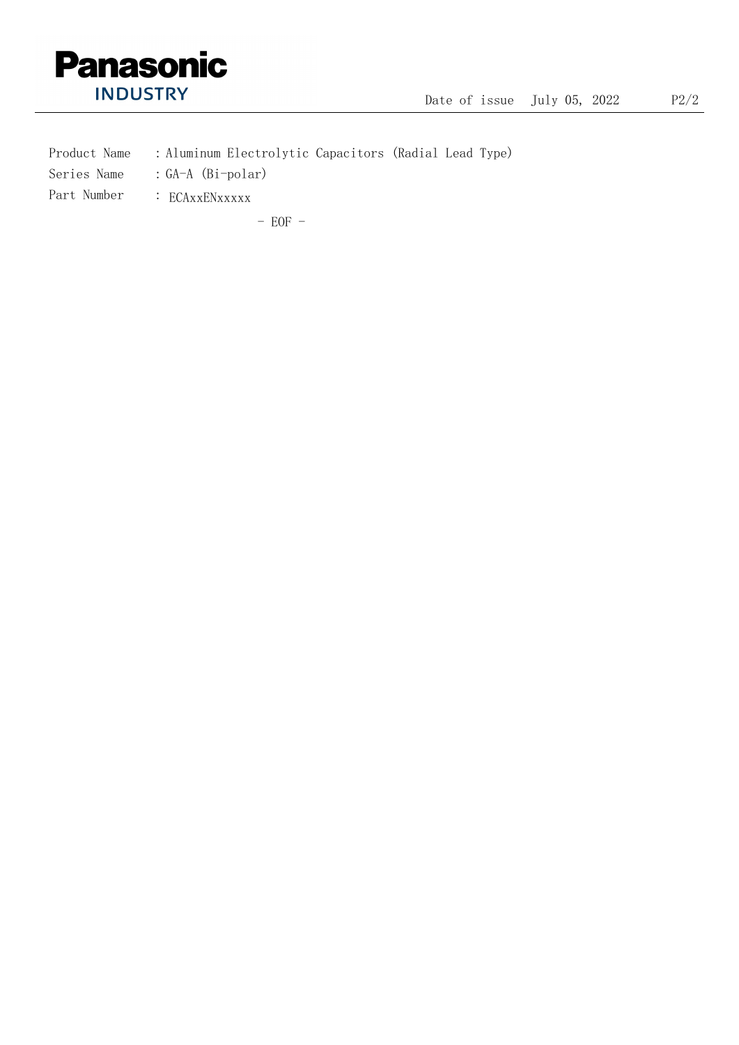Product Name : Aluminum Electrolytic Capacitors (Radial Lead Type)

Series Name : GA-A (Bi-polar)

Part Number : ECAxxENxxxxx

\- EOF -